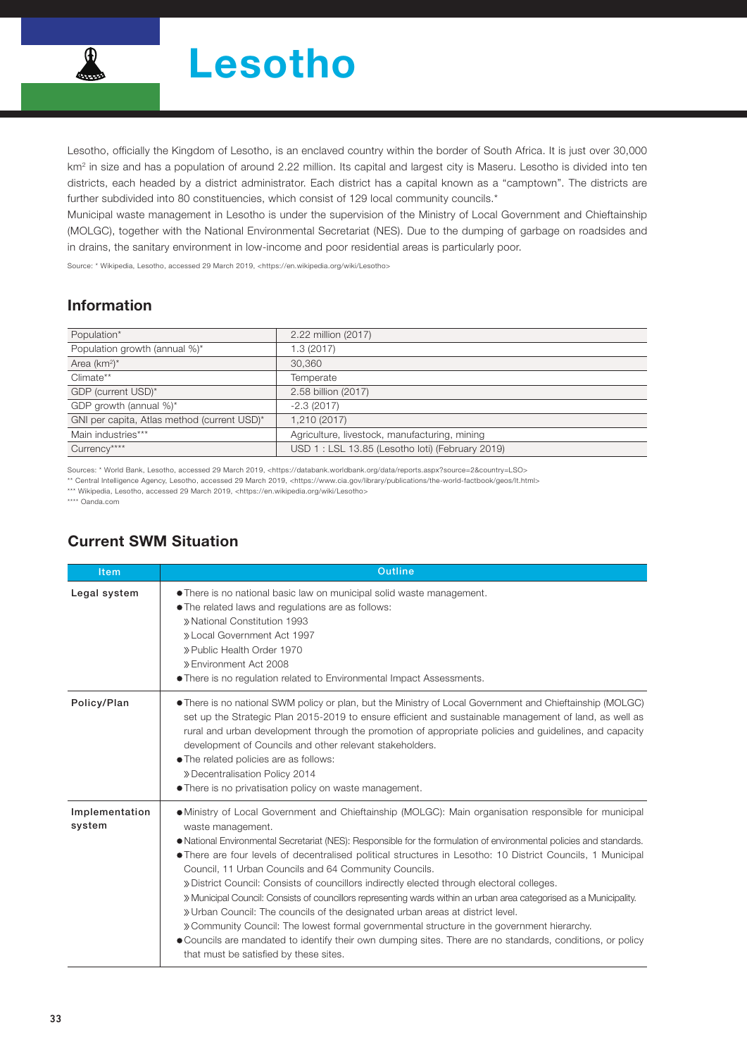# Lesotho

Lesotho, officially the Kingdom of Lesotho, is an enclaved country within the border of South Africa. It is just over 30,000 km$^2$ in size and has a population of around 2.22 million. Its capital and largest city is Maseru. Lesotho is divided into ten districts, each headed by a district administrator. Each district has a capital known as a "camptown". The districts are further subdivided into 80 constituencies, which consist of 129 local community councils.*

Municipal waste management in Lesotho is under the supervision of the Ministry of Local Government and Chieftainship (MOLGC), together with the National Environmental Secretariat (NES). Due to the dumping of garbage on roadsides and in drains, the sanitary environment in low-income and poor residential areas is particularly poor.

Source: * Wikipedia, Lesotho, accessed 29 March 2019, <https://en.wikipedia.org/wiki/Lesotho>

## Information

| | |
|---|---|
| Population* | 2.22 million (2017) |
| Population growth (annual %)* | 1.3 (2017) |
| Area (km$^2$)* | 30,360 |
| Climate** | Temperate |
| GDP (current USD)* | 2.58 billion (2017) |
| GDP growth (annual %)* | -2.3 (2017) |
| GNI per capita, Atlas method (current USD)* | 1,210 (2017) |
| Main industries*** | Agriculture, livestock, manufacturing, mining |
| Currency**** | USD 1 : LSL 13.85 (Lesotho loti) (February 2019) |

Sources: * World Bank, Lesotho, accessed 29 March 2019, <https://databank.worldbank.org/data/reports.aspx?source=2&country=LSO>
** Central Intelligence Agency, Lesotho, accessed 29 March 2019, <https://www.cia.gov/library/publications/the-world-factbook/geos/lt.html>
*** Wikipedia, Lesotho, accessed 29 March 2019, <https://en.wikipedia.org/wiki/Lesotho>
**** Oanda.com

## Current SWM Situation

| Item | Outline |
|---|---|
| Legal system | ● There is no national basic law on municipal solid waste management.<br>● The related laws and regulations are as follows:<br>» National Constitution 1993<br>» Local Government Act 1997<br>» Public Health Order 1970<br>» Environment Act 2008<br>● There is no regulation related to Environmental Impact Assessments. |
| Policy/Plan | ● There is no national SWM policy or plan, but the Ministry of Local Government and Chieftainship (MOLGC) set up the Strategic Plan 2015-2019 to ensure efficient and sustainable management of land, as well as rural and urban development through the promotion of appropriate policies and guidelines, and capacity development of Councils and other relevant stakeholders.<br>● The related policies are as follows:<br>» Decentralisation Policy 2014<br>● There is no privatisation policy on waste management. |
| Implementation system | ● Ministry of Local Government and Chieftainship (MOLGC): Main organisation responsible for municipal waste management.<br>● National Environmental Secretariat (NES): Responsible for the formulation of environmental policies and standards.<br>● There are four levels of decentralised political structures in Lesotho: 10 District Councils, 1 Municipal Council, 11 Urban Councils and 64 Community Councils.<br>» District Council: Consists of councillors indirectly elected through electoral colleges.<br>» Municipal Council: Consists of councillors representing wards within an urban area categorised as a Municipality.<br>» Urban Council: The councils of the designated urban areas at district level.<br>» Community Council: The lowest formal governmental structure in the government hierarchy.<br>● Councils are mandated to identify their own dumping sites. There are no standards, conditions, or policy that must be satisfied by these sites. |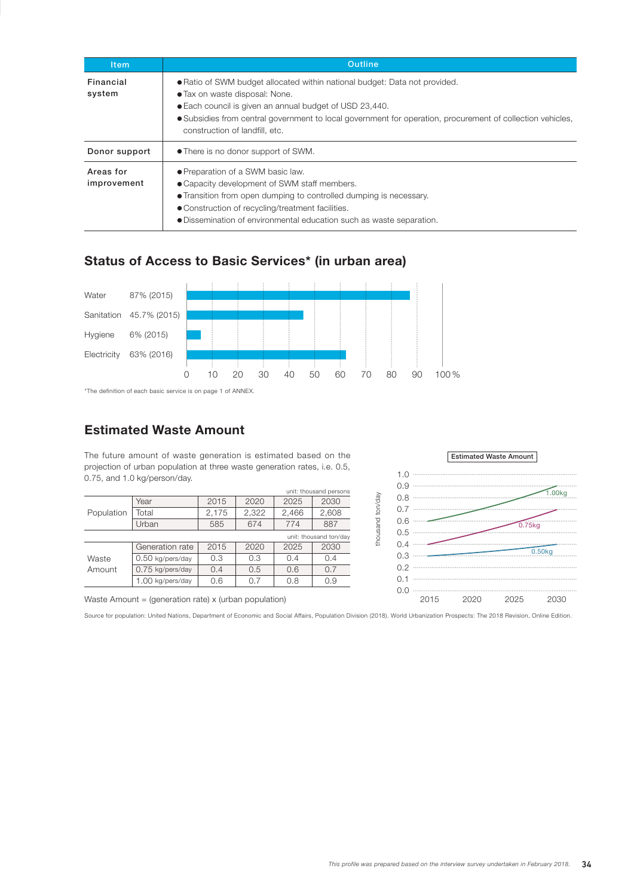| Item | Outline |
|---|---|
| Financial system | ● Ratio of SWM budget allocated within national budget: Data not provided.<br>● Tax on waste disposal: None.<br>● Each council is given an annual budget of USD 23,440.<br>● Subsidies from central government to local government for operation, procurement of collection vehicles, construction of landfill, etc. |
| Donor support | ● There is no donor support of SWM. |
| Areas for improvement | ● Preparation of a SWM basic law.<br>● Capacity development of SWM staff members.<br>● Transition from open dumping to controlled dumping is necessary.<br>● Construction of recycling/treatment facilities.<br>● Dissemination of environmental education such as waste separation. |

## Status of Access to Basic Services* (in urban area)

Water 87% (2015)
Sanitation 45.7% (2015)
Hygiene 6% (2015)
Electricity 63% (2016)

0 10 20 30 40 50 60 70 80 90 100 %

*The definition of each basic service is on page 1 of ANNEX.

## Estimated Waste Amount

The future amount of waste generation is estimated based on the projection of urban population at three waste generation rates, i.e. 0.5, 0.75, and 1.0 kg/person/day.

unit: thousand persons

| | Year | 2015 | 2020 | 2025 | 2030 |
|---|---|---|---|---|---|
| Population | Total | 2,175 | 2,322 | 2,466 | 2,608 |
| | Urban | 585 | 674 | 774 | 887 |

unit: thousand ton/day

| | Generation rate | 2015 | 2020 | 2025 | 2030 |
|---|---|---|---|---|---|
| Waste Amount | 0.50 kg/pers/day | 0.3 | 0.3 | 0.4 | 0.4 |
| | 0.75 kg/pers/day | 0.4 | 0.5 | 0.6 | 0.7 |
| | 1.00 kg/pers/day | 0.6 | 0.7 | 0.8 | 0.9 |

Waste Amount = (generation rate) x (urban population)

Estimated Waste Amount

thousand ton/day

1.0 0.9 0.8 0.7 0.6 0.5 0.4 0.3 0.2 0.1 0.0

2015 2020 2025 2030

1.00kg
0.75kg
0.50kg

Source for population: United Nations, Department of Economic and Social Affairs, Population Division (2018). World Urbanization Prospects: The 2018 Revision, Online Edition.

*This profile was prepared based on the interview survey undertaken in February 2018.*